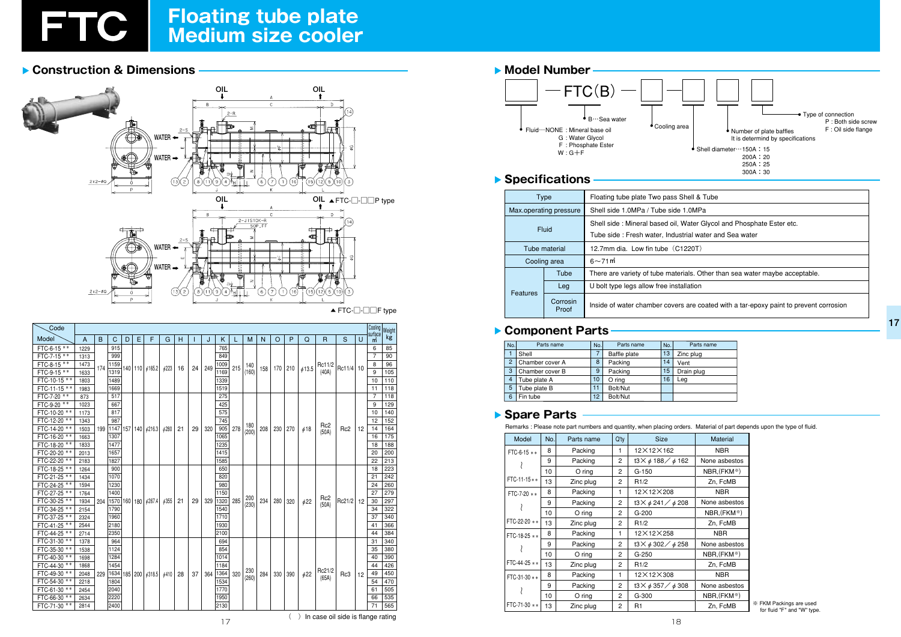# FTC Floating tube plate Medium size cooler

## ▶ Construction & Dimensions

▲FTC-□-□□P type

▲FTC-□-□□F type

| Model | A | B | C | D | E | F | G | H | I | J | K | L | M | N | O | P | Q | R | S | U | Cooling surface ㎡ | Weight kg |
|---|---|---|---|---|---|---|---|---|---|---|---|---|---|---|---|---|---|---|---|---|---|---|
| FTC-6-15 ** | 1229 | 174 | 915 | 140 | 110 | ϕ165.2 | ϕ223 | 16 | 24 | 249 | 765 | 215 | 140 (160) | 158 | 170 | 210 | ϕ13.5 | Rc11/2 (40A) | Rc11/4 | 10 | 6 | 85 |
| FTC-7-15 ** | 1313 | 174 | 999 | 140 | 110 | ϕ165.2 | ϕ223 | 16 | 24 | 249 | 849 | 215 | 140 (160) | 158 | 170 | 210 | ϕ13.5 | Rc11/2 (40A) | Rc11/4 | 10 | 7 | 90 |
| FTC-8-15 ** | 1473 | 174 | 1159 | 140 | 110 | ϕ165.2 | ϕ223 | 16 | 24 | 249 | 1009 | 215 | 140 (160) | 158 | 170 | 210 | ϕ13.5 | Rc11/2 (40A) | Rc11/4 | 10 | 8 | 96 |
| FTC-9-15 ** | 1633 | 174 | 1319 | 140 | 110 | ϕ165.2 | ϕ223 | 16 | 24 | 249 | 1169 | 215 | 140 (160) | 158 | 170 | 210 | ϕ13.5 | Rc11/2 (40A) | Rc11/4 | 10 | 9 | 105 |
| FTC-10-15 ** | 1803 | 174 | 1489 | 140 | 110 | ϕ165.2 | ϕ223 | 16 | 24 | 249 | 1339 | 215 | 140 (160) | 158 | 170 | 210 | ϕ13.5 | Rc11/2 (40A) | Rc11/4 | 10 | 10 | 110 |
| FTC-11-15 ** | 1983 | 174 | 1669 | 140 | 110 | ϕ165.2 | ϕ223 | 16 | 24 | 249 | 1519 | 215 | 140 (160) | 158 | 170 | 210 | ϕ13.5 | Rc11/2 (40A) | Rc11/4 | 10 | 11 | 118 |
| FTC-7-20 ** | 873 | 199 | 517 | 157 | 140 | ϕ216.3 | ϕ280 | 21 | 29 | 320 | 275 | 278 | 180 (200) | 208 | 230 | 270 | ϕ18 | Rc2 (50A) | Rc2 | 12 | 7 | 118 |
| FTC-9-20 ** | 1023 | 199 | 667 | 157 | 140 | ϕ216.3 | ϕ280 | 21 | 29 | 320 | 425 | 278 | 180 (200) | 208 | 230 | 270 | ϕ18 | Rc2 (50A) | Rc2 | 12 | 9 | 129 |
| FTC-10-20 ** | 1173 | 199 | 817 | 157 | 140 | ϕ216.3 | ϕ280 | 21 | 29 | 320 | 575 | 278 | 180 (200) | 208 | 230 | 270 | ϕ18 | Rc2 (50A) | Rc2 | 12 | 10 | 140 |
| FTC-12-20 ** | 1343 | 199 | 987 | 157 | 140 | ϕ216.3 | ϕ280 | 21 | 29 | 320 | 745 | 278 | 180 (200) | 208 | 230 | 270 | ϕ18 | Rc2 (50A) | Rc2 | 12 | 12 | 152 |
| FTC-14-20 ** | 1503 | 199 | 1147 | 157 | 140 | ϕ216.3 | ϕ280 | 21 | 29 | 320 | 905 | 278 | 180 (200) | 208 | 230 | 270 | ϕ18 | Rc2 (50A) | Rc2 | 12 | 14 | 164 |
| FTC-16-20 ** | 1663 | 199 | 1307 | 157 | 140 | ϕ216.3 | ϕ280 | 21 | 29 | 320 | 1065 | 278 | 180 (200) | 208 | 230 | 270 | ϕ18 | Rc2 (50A) | Rc2 | 12 | 16 | 175 |
| FTC-18-20 ** | 1833 | 199 | 1477 | 157 | 140 | ϕ216.3 | ϕ280 | 21 | 29 | 320 | 1235 | 278 | 180 (200) | 208 | 230 | 270 | ϕ18 | Rc2 (50A) | Rc2 | 12 | 18 | 188 |
| FTC-20-20 ** | 2013 | 199 | 1657 | 157 | 140 | ϕ216.3 | ϕ280 | 21 | 29 | 320 | 1415 | 278 | 180 (200) | 208 | 230 | 270 | ϕ18 | Rc2 (50A) | Rc2 | 12 | 20 | 200 |
| FTC-22-20 ** | 2183 | 199 | 1827 | 157 | 140 | ϕ216.3 | ϕ280 | 21 | 29 | 320 | 1585 | 278 | 180 (200) | 208 | 230 | 270 | ϕ18 | Rc2 (50A) | Rc2 | 12 | 22 | 213 |
| FTC-18-25 ** | 1264 | 204 | 900 | 160 | 180 | ϕ267.4 | ϕ355 | 21 | 29 | 329 | 650 | 285 | 200 (230) | 234 | 280 | 320 | ϕ22 | Rc2 (50A) | Rc21/2 | 12 | 18 | 223 |
| FTC-21-25 ** | 1434 | 204 | 1070 | 160 | 180 | ϕ267.4 | ϕ355 | 21 | 29 | 329 | 820 | 285 | 200 (230) | 234 | 280 | 320 | ϕ22 | Rc2 (50A) | Rc21/2 | 12 | 21 | 242 |
| FTC-24-25 ** | 1594 | 204 | 1230 | 160 | 180 | ϕ267.4 | ϕ355 | 21 | 29 | 329 | 980 | 285 | 200 (230) | 234 | 280 | 320 | ϕ22 | Rc2 (50A) | Rc21/2 | 12 | 24 | 260 |
| FTC-27-25 ** | 1764 | 204 | 1400 | 160 | 180 | ϕ267.4 | ϕ355 | 21 | 29 | 329 | 1150 | 285 | 200 (230) | 234 | 280 | 320 | ϕ22 | Rc2 (50A) | Rc21/2 | 12 | 27 | 279 |
| FTC-30-25 ** | 1934 | 204 | 1570 | 160 | 180 | ϕ267.4 | ϕ355 | 21 | 29 | 329 | 1320 | 285 | 200 (230) | 234 | 280 | 320 | ϕ22 | Rc2 (50A) | Rc21/2 | 12 | 30 | 297 |
| FTC-34-25 ** | 2154 | 204 | 1790 | 160 | 180 | ϕ267.4 | ϕ355 | 21 | 29 | 329 | 1540 | 285 | 200 (230) | 234 | 280 | 320 | ϕ22 | Rc2 (50A) | Rc21/2 | 12 | 34 | 322 |
| FTC-37-25 ** | 2324 | 204 | 1960 | 160 | 180 | ϕ267.4 | ϕ355 | 21 | 29 | 329 | 1710 | 285 | 200 (230) | 234 | 280 | 320 | ϕ22 | Rc2 (50A) | Rc21/2 | 12 | 37 | 340 |
| FTC-41-25 ** | 2544 | 204 | 2180 | 160 | 180 | ϕ267.4 | ϕ355 | 21 | 29 | 329 | 1930 | 285 | 200 (230) | 234 | 280 | 320 | ϕ22 | Rc2 (50A) | Rc21/2 | 12 | 41 | 366 |
| FTC-44-25 ** | 2714 | 204 | 2350 | 160 | 180 | ϕ267.4 | ϕ355 | 21 | 29 | 329 | 2100 | 285 | 200 (230) | 234 | 280 | 320 | ϕ22 | Rc2 (50A) | Rc21/2 | 12 | 44 | 384 |
| FTC-31-30 ** | 1378 | 229 | 964 | 165 | 200 | ϕ318.5 | ϕ410 | 28 | 37 | 364 | 694 | 320 | 230 (260) | 284 | 330 | 390 | ϕ22 | Rc21/2 (65A) | Rc3 | 12 | 31 | 340 |
| FTC-35-30 ** | 1538 | 229 | 1124 | 165 | 200 | ϕ318.5 | ϕ410 | 28 | 37 | 364 | 854 | 320 | 230 (260) | 284 | 330 | 390 | ϕ22 | Rc21/2 (65A) | Rc3 | 12 | 35 | 380 |
| FTC-40-30 ** | 1698 | 229 | 1284 | 165 | 200 | ϕ318.5 | ϕ410 | 28 | 37 | 364 | 1014 | 320 | 230 (260) | 284 | 330 | 390 | ϕ22 | Rc21/2 (65A) | Rc3 | 12 | 40 | 390 |
| FTC-44-30 ** | 1868 | 229 | 1454 | 165 | 200 | ϕ318.5 | ϕ410 | 28 | 37 | 364 | 1184 | 320 | 230 (260) | 284 | 330 | 390 | ϕ22 | Rc21/2 (65A) | Rc3 | 12 | 44 | 426 |
| FTC-49-30 ** | 2048 | 229 | 1634 | 165 | 200 | ϕ318.5 | ϕ410 | 28 | 37 | 364 | 1364 | 320 | 230 (260) | 284 | 330 | 390 | ϕ22 | Rc21/2 (65A) | Rc3 | 12 | 49 | 450 |
| FTC-54-30 ** | 2218 | 229 | 1804 | 165 | 200 | ϕ318.5 | ϕ410 | 28 | 37 | 364 | 1534 | 320 | 230 (260) | 284 | 330 | 390 | ϕ22 | Rc21/2 (65A) | Rc3 | 12 | 54 | 470 |
| FTC-61-30 ** | 2454 | 229 | 2040 | 165 | 200 | ϕ318.5 | ϕ410 | 28 | 37 | 364 | 1770 | 320 | 230 (260) | 284 | 330 | 390 | ϕ22 | Rc21/2 (65A) | Rc3 | 12 | 61 | 505 |
| FTC-66-30 ** | 2634 | 229 | 2220 | 165 | 200 | ϕ318.5 | ϕ410 | 28 | 37 | 364 | 1950 | 320 | 230 (260) | 284 | 330 | 390 | ϕ22 | Rc21/2 (65A) | Rc3 | 12 | 66 | 535 |
| FTC-71-30 ** | 2814 | 229 | 2400 | 165 | 200 | ϕ318.5 | ϕ410 | 28 | 37 | 364 | 2130 | 320 | 230 (260) | 284 | 330 | 390 | ϕ22 | Rc21/2 (65A) | Rc3 | 12 | 71 | 565 |

( ) In case oil side is flange rating

## ▶ Model Number

□ — FTC(B) — □ — □ — □ — □

- Fluid…NONE : Mineral base oil
  - G : Water Glycol
  - F : Phosphate Ester
  - W : G+F
- B…Sea water
- Cooling area
- Shell diameter…150A : 15, 200A : 20, 250A : 25, 300A : 30
- Number of plate baffles — It is determind by specifications
- Type of connection — P : Both side screw, F : Oil side flange

## ▶ Specifications

| Type | | Floating tube plate Two pass Shell & Tube |
|---|---|---|
| Max.operating pressure | | Shell side 1.0MPa / Tube side 1.0MPa |
| Fluid | | Shell side : Mineral base oil, Water Glycol and Phosphate Ester etc.<br>Tube side : Fresh water, Industrial water and Sea water |
| Tube material | | 12.7mm dia. Low fin tube（C1220T） |
| Cooling area | | 6～71㎡ |
| Features | Tube | There are variety of tube materials. Other than sea water maybe acceptable. |
| | Leg | U bolt type legs allow free installation |
| | Corrosin Proof | Inside of water chamber covers are coated with a tar-epoxy paint to prevent corrosion |

## ▶ Component Parts

| No. | Parts name | No. | Parts name | No. | Parts name |
|---|---|---|---|---|---|
| 1 | Shell | 7 | Baffle plate | 13 | Zinc plug |
| 2 | Chamber cover A | 8 | Packing | 14 | Vent |
| 3 | Chamber cover B | 9 | Packing | 15 | Drain plug |
| 4 | Tube plate A | 10 | O ring | 16 | Leg |
| 5 | Tube plate B | 11 | Bolt/Nut | | |
| 6 | Fin tube | 12 | Bolt/Nut | | |

## ▶ Spare Parts

Remarks : Please note part numbers and quantity, when placing orders. Material of part depends upon the type of fluid.

| Model | No. | Parts name | Q'ty | Size | Material |
|---|---|---|---|---|---|
| FTC-6-15 ** ～ FTC-11-15 ** | 8 | Packing | 1 | 12×12×162 | NBR |
| | 9 | Packing | 2 | t3×ϕ188／ϕ162 | None asbestos |
| | 10 | O ring | 2 | G-150 | NBR,(FKM※) |
| | 13 | Zinc plug | 2 | R1/2 | Zn, FcMB |
| FTC-7-20 ** ～ FTC-22-20 ** | 8 | Packing | 1 | 12×12×208 | NBR |
| | 9 | Packing | 2 | t3×ϕ241／ϕ208 | None asbestos |
| | 10 | O ring | 2 | G-200 | NBR,(FKM※) |
| | 13 | Zinc plug | 2 | R1/2 | Zn, FcMB |
| FTC-18-25 ** ～ FTC-44-25 ** | 8 | Packing | 1 | 12×12×258 | NBR |
| | 9 | Packing | 2 | t3×ϕ302／ϕ258 | None asbestos |
| | 10 | O ring | 2 | G-250 | NBR,(FKM※) |
| | 13 | Zinc plug | 2 | R1/2 | Zn, FcMB |
| FTC-31-30 ** ～ FTC-71-30 ** | 8 | Packing | 1 | 12×12×308 | NBR |
| | 9 | Packing | 2 | t3×ϕ357／ϕ308 | None asbestos |
| | 10 | O ring | 2 | G-300 | NBR,(FKM※) |
| | 13 | Zinc plug | 2 | R1 | Zn, FcMB |

※ FKM Packings are used for fluid "F" and "W" type.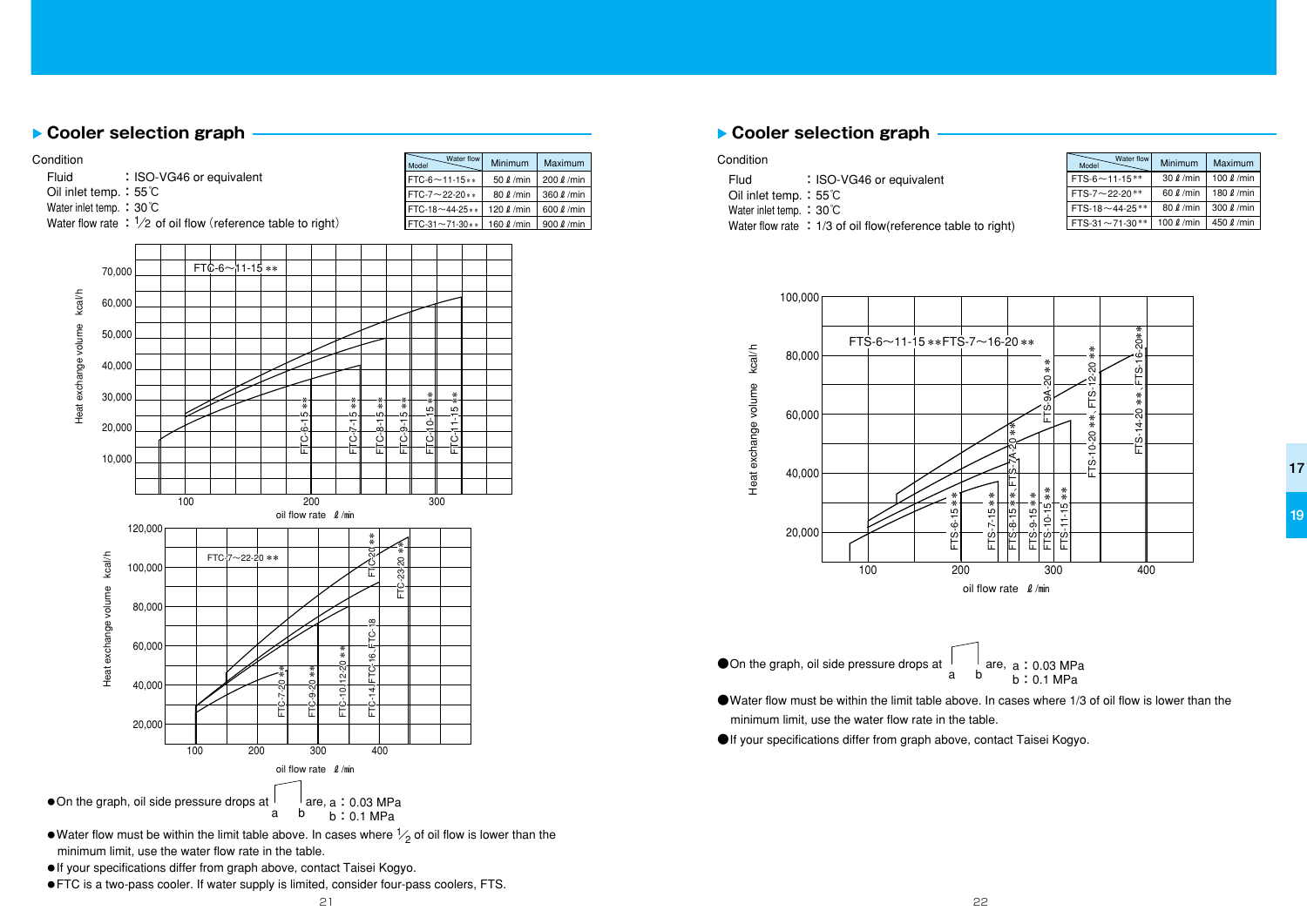## ▶ Cooler selection graph

Condition

Fluid ： ISO-VG46 or equivalent
Oil inlet temp. ： 55℃
Water inlet temp. ： 30℃
Water flow rate ： ½ of oil flow (reference table to right)

| Model \ Water flow | Minimum | Maximum |
|---|---|---|
| FTC-6～11-15＊＊ | 50 ℓ/min | 200 ℓ/min |
| FTC-7～22-20＊＊ | 80 ℓ/min | 360 ℓ/min |
| FTC-18～44-25＊＊ | 120 ℓ/min | 600 ℓ/min |
| FTC-31～71-30＊＊ | 160 ℓ/min | 900 ℓ/min |

FTC-6～11-15＊＊
Heat exchange volume kcal/h
70,000
60,000
50,000
40,000
30,000
20,000
10,000
FTC-6-15＊＊
FTC-7-15＊＊
FTC-8-15＊＊
FTC-9-15＊＊
FTC-10-15＊＊
FTC-11-15＊＊
100
200
300
oil flow rate ℓ/min

FTC-7～22-20＊＊
Heat exchange volume kcal/h
120,000
100,000
80,000
60,000
40,000
20,000
FTC-7-20＊＊
FTC-9-20＊＊
FTC-10,12-20＊＊
FTC-14,FTC-16,FTC-18
FTC-20＊＊
FTC-23-20＊＊
100
200
300
400
oil flow rate ℓ/min

- On the graph, oil side pressure drops at a b are, a：0.03 MPa b：0.1 MPa
- Water flow must be within the limit table above. In cases where ½ of oil flow is lower than the minimum limit, use the water flow rate in the table.
- If your specifications differ from graph above, contact Taisei Kogyo.
- FTC is a two-pass cooler. If water supply is limited, consider four-pass coolers, FTS.

## ▶ Cooler selection graph

Condition

Flud ： ISO-VG46 or equivalent
Oil inlet temp. ： 55℃
Water inlet temp. ： 30℃
Water flow rate ： 1/3 of oil flow(reference table to right)

| Model \ Water flow | Minimum | Maximum |
|---|---|---|
| FTS-6～11-15＊＊ | 30 ℓ/min | 100 ℓ/min |
| FTS-7～22-20＊＊ | 60 ℓ/min | 180 ℓ/min |
| FTS-18～44-25＊＊ | 80 ℓ/min | 300 ℓ/min |
| FTS-31～71-30＊＊ | 100 ℓ/min | 450 ℓ/min |

FTS-6～11-15＊＊FTS-7～16-20＊＊
Heat exchange volume kcal/h
100,000
80,000
60,000
40,000
20,000
FTS-6-15＊＊
FTS-7-15＊＊
FTS-8-15＊＊、FTS-7A-20＊＊
FTS-9-15＊＊
FTS-10-15＊＊
FTS-11-15＊＊
FTS-9A-20＊＊
FTS-10-20＊＊、FTS-12-20＊＊
FTS-14-20＊＊、FTS-16-20＊＊
100
200
300
400
oil flow rate ℓ/min

- On the graph, oil side pressure drops at a b are, a：0.03 MPa b：0.1 MPa
- Water flow must be within the limit table above. In cases where 1/3 of oil flow is lower than the minimum limit, use the water flow rate in the table.
- If your specifications differ from graph above, contact Taisei Kogyo.